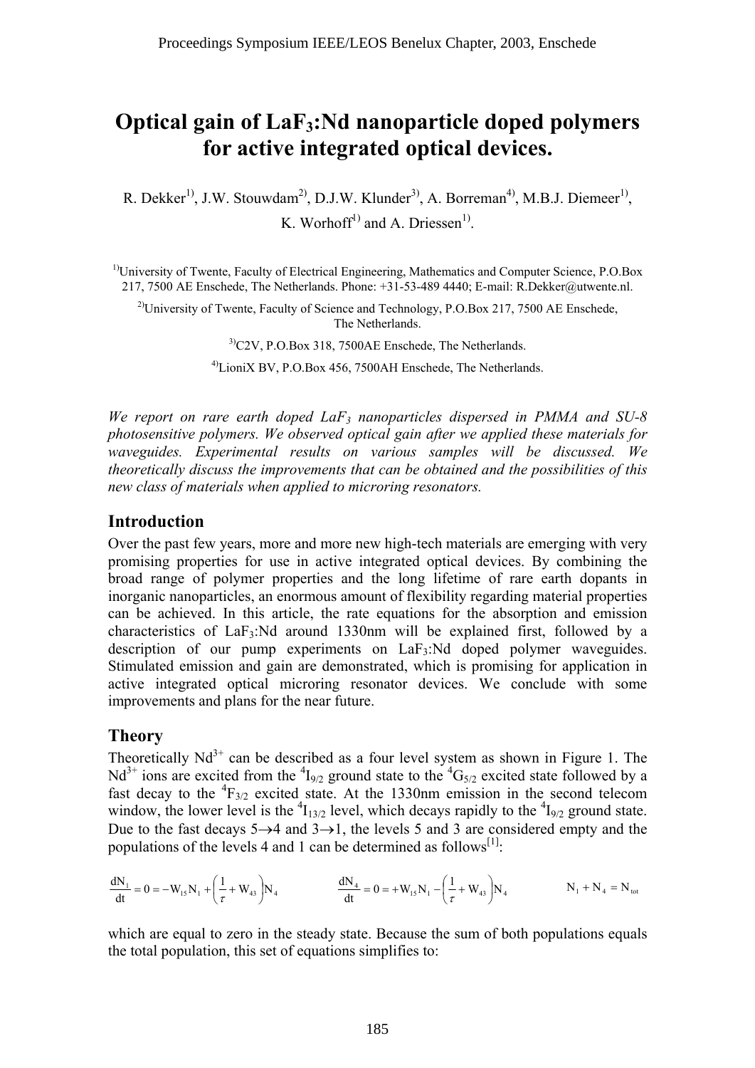# Optical gain of $LaF_3$:Nd nanoparticle doped polymers for active integrated optical devices.

R. Dekker[1)], J.W. Stouwdam[2)], D.J.W. Klunder[3)], A. Borreman[4)], M.B.J. Diemeer[1)], K. Worhoff[1)] and A. Driessen[1)].

[1)]University of Twente, Faculty of Electrical Engineering, Mathematics and Computer Science, P.O.Box 217, 7500 AE Enschede, The Netherlands. Phone: +31-53-489 4440; E-mail: R.Dekker@utwente.nl.

[2)]University of Twente, Faculty of Science and Technology, P.O.Box 217, 7500 AE Enschede, The Netherlands.

[3)]C2V, P.O.Box 318, 7500AE Enschede, The Netherlands.

[4)]LioniX BV, P.O.Box 456, 7500AH Enschede, The Netherlands.

*We report on rare earth doped $LaF_3$ nanoparticles dispersed in PMMA and SU-8 photosensitive polymers. We observed optical gain after we applied these materials for waveguides. Experimental results on various samples will be discussed. We theoretically discuss the improvements that can be obtained and the possibilities of this new class of materials when applied to microring resonators.*

## Introduction

Over the past few years, more and more new high-tech materials are emerging with very promising properties for use in active integrated optical devices. By combining the broad range of polymer properties and the long lifetime of rare earth dopants in inorganic nanoparticles, an enormous amount of flexibility regarding material properties can be achieved. In this article, the rate equations for the absorption and emission characteristics of $LaF_3$:Nd around 1330nm will be explained first, followed by a description of our pump experiments on $LaF_3$:Nd doped polymer waveguides. Stimulated emission and gain are demonstrated, which is promising for application in active integrated optical microring resonator devices. We conclude with some improvements and plans for the near future.

## Theory

Theoretically $Nd^{3+}$ can be described as a four level system as shown in Figure 1. The $Nd^{3+}$ ions are excited from the $^4I_{9/2}$ ground state to the $^4G_{5/2}$ excited state followed by a fast decay to the $^4F_{3/2}$ excited state. At the 1330nm emission in the second telecom window, the lower level is the $^4I_{13/2}$ level, which decays rapidly to the $^4I_{9/2}$ ground state. Due to the fast decays 5→4 and 3→1, the levels 5 and 3 are considered empty and the populations of the levels 4 and 1 can be determined as follows[1]:

$$\frac{dN_1}{dt} = 0 = -W_{15}N_1 + \left(\frac{1}{\tau} + W_{43}\right)N_4 \qquad \frac{dN_4}{dt} = 0 = +W_{15}N_1 - \left(\frac{1}{\tau} + W_{43}\right)N_4 \qquad N_1 + N_4 = N_{tot}$$

which are equal to zero in the steady state. Because the sum of both populations equals the total population, this set of equations simplifies to: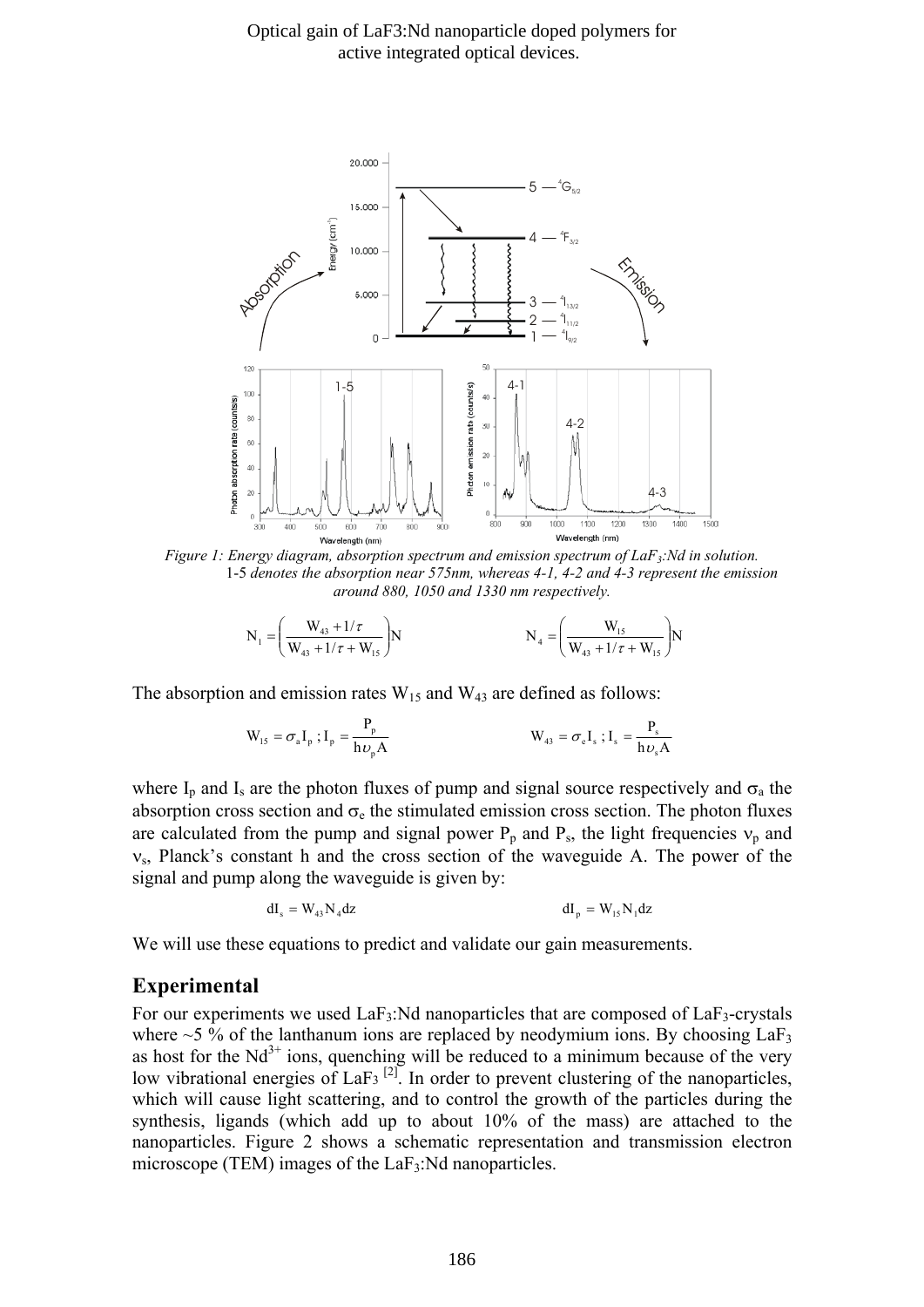Absorption

Emission

Energy (cm$^{-1}$)

20,000

15,000

10,000

5,000

0

5 — $^4G_{5/2}$

4 — $^4F_{3/2}$

3 — $^4I_{13/2}$

2 — $^4I_{11/2}$

1 — $^4I_{9/2}$

Photon absorption rate (counts/s)

1-5

Wavelength (nm)

Photon emission rate (counts/s)

4-1

4-2

4-3

Wavelength (nm)

*Figure 1: Energy diagram, absorption spectrum and emission spectrum of $LaF_3$:Nd in solution.* 1-5 *denotes the absorption near 575nm, whereas 4-1, 4-2 and 4-3 represent the emission around 880, 1050 and 1330 nm respectively.*

$$N_1 = \left( \frac{W_{43} + 1/\tau}{W_{43} + 1/\tau + W_{15}} \right) N \qquad N_4 = \left( \frac{W_{15}}{W_{43} + 1/\tau + W_{15}} \right) N$$

The absorption and emission rates $W_{15}$ and $W_{43}$ are defined as follows:

$$W_{15} = \sigma_a I_p \; ; I_p = \frac{P_p}{h\upsilon_p A} \qquad W_{43} = \sigma_e I_s \; ; I_s = \frac{P_s}{h\upsilon_s A}$$

where $I_p$ and $I_s$ are the photon fluxes of pump and signal source respectively and $\sigma_a$ the absorption cross section and $\sigma_e$ the stimulated emission cross section. The photon fluxes are calculated from the pump and signal power $P_p$ and $P_s$, the light frequencies $\nu_p$ and $\nu_s$, Planck's constant h and the cross section of the waveguide A. The power of the signal and pump along the waveguide is given by:

$$dI_s = W_{43} N_4 dz \qquad dI_p = W_{15} N_1 dz$$

We will use these equations to predict and validate our gain measurements.

## Experimental

For our experiments we used $LaF_3$:Nd nanoparticles that are composed of $LaF_3$-crystals where ~5 % of the lanthanum ions are replaced by neodymium ions. By choosing $LaF_3$ as host for the $Nd^{3+}$ ions, quenching will be reduced to a minimum because of the very low vibrational energies of $LaF_3$ [2]. In order to prevent clustering of the nanoparticles, which will cause light scattering, and to control the growth of the particles during the synthesis, ligands (which add up to about 10% of the mass) are attached to the nanoparticles. Figure 2 shows a schematic representation and transmission electron microscope (TEM) images of the $LaF_3$:Nd nanoparticles.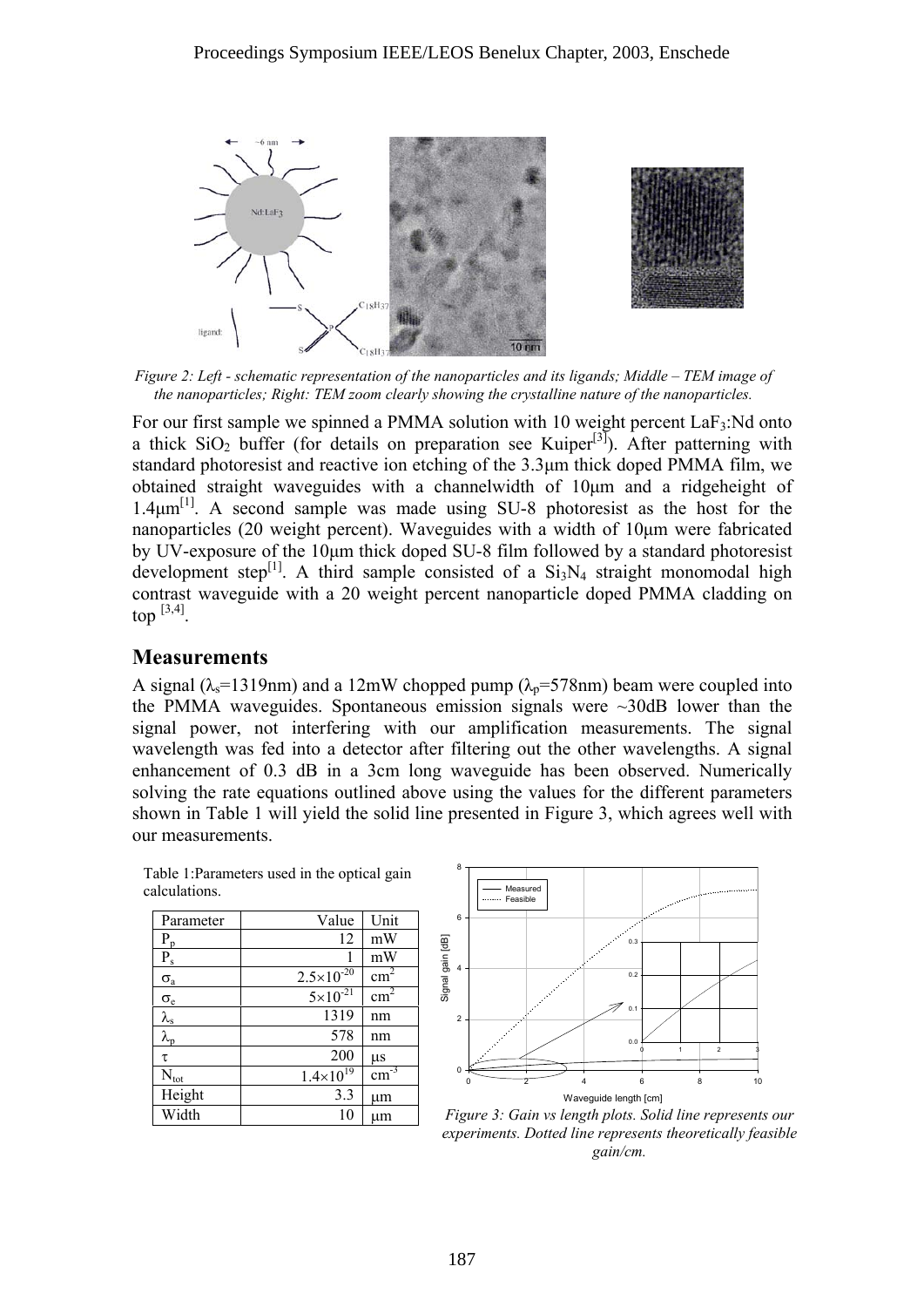Nd:LaF3

~6 nm

ligand:

$C_{18}H_{37}$

$C_{18}H_{37}$

10 nm

*Figure 2: Left - schematic representation of the nanoparticles and its ligands; Middle – TEM image of the nanoparticles; Right: TEM zoom clearly showing the crystalline nature of the nanoparticles.*

For our first sample we spinned a PMMA solution with 10 weight percent $LaF_3$:Nd onto a thick $SiO_2$ buffer (for details on preparation see Kuiper[3]). After patterning with standard photoresist and reactive ion etching of the 3.3μm thick doped PMMA film, we obtained straight waveguides with a channelwidth of 10μm and a ridgeheight of 1.4μm[1]. A second sample was made using SU-8 photoresist as the host for the nanoparticles (20 weight percent). Waveguides with a width of 10μm were fabricated by UV-exposure of the 10μm thick doped SU-8 film followed by a standard photoresist development step[1]. A third sample consisted of a $Si_3N_4$ straight monomodal high contrast waveguide with a 20 weight percent nanoparticle doped PMMA cladding on top [3,4].

## Measurements

A signal ($\lambda_s$=1319nm) and a 12mW chopped pump ($\lambda_p$=578nm) beam were coupled into the PMMA waveguides. Spontaneous emission signals were ~30dB lower than the signal power, not interfering with our amplification measurements. The signal wavelength was fed into a detector after filtering out the other wavelengths. A signal enhancement of 0.3 dB in a 3cm long waveguide has been observed. Numerically solving the rate equations outlined above using the values for the different parameters shown in Table 1 will yield the solid line presented in Figure 3, which agrees well with our measurements.

Table 1: Parameters used in the optical gain calculations.

| Parameter | Value | Unit |
|---|---|---|
| $P_p$ | 12 | mW |
| $P_s$ | 1 | mW |
| $\sigma_a$ | $2.5\times10^{-20}$ | $cm^2$ |
| $\sigma_e$ | $5\times10^{-21}$ | $cm^2$ |
| $\lambda_s$ | 1319 | nm |
| $\lambda_p$ | 578 | nm |
| $\tau$ | 200 | μs |
| $N_{tot}$ | $1.4\times10^{19}$ | $cm^{-3}$ |
| Height | 3.3 | μm |
| Width | 10 | μm |

Measured
Feasible

Signal gain [dB]

8
6
4
2
0

0 2 4 6 8 10

Waveguide length [cm]

0.3
0.2
0.1
0.0

0 1 2 3

*Figure 3: Gain vs length plots. Solid line represents our experiments. Dotted line represents theoretically feasible gain/cm.*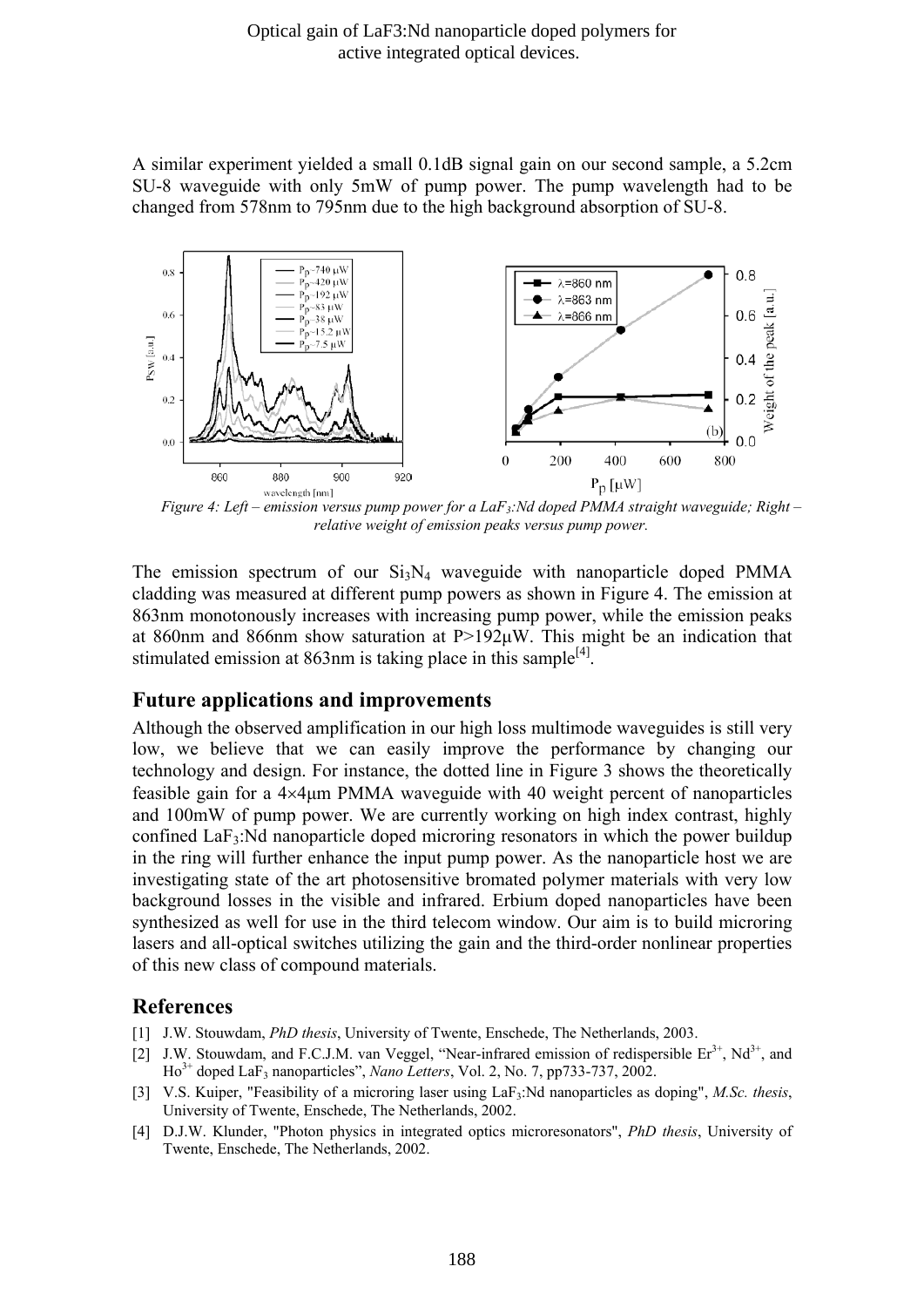A similar experiment yielded a small 0.1dB signal gain on our second sample, a 5.2cm SU-8 waveguide with only 5mW of pump power. The pump wavelength had to be changed from 578nm to 795nm due to the high background absorption of SU-8.

Pp~740 µW
Pp~420 µW
Pp~192 µW
Pp~83 µW
Pp~38 µW
Pp~15.2 µW
Pp~7.5 µW

PSW [a.u.]

wavelength [nm]

λ=860 nm
λ=863 nm
λ=866 nm

(b)

Weight of the peak [a.u.]

Pp [µW]

*Figure 4: Left – emission versus pump power for a $LaF_3$:Nd doped PMMA straight waveguide; Right – relative weight of emission peaks versus pump power.*

The emission spectrum of our $Si_3N_4$ waveguide with nanoparticle doped PMMA cladding was measured at different pump powers as shown in Figure 4. The emission at 863nm monotonously increases with increasing pump power, while the emission peaks at 860nm and 866nm show saturation at P>192µW. This might be an indication that stimulated emission at 863nm is taking place in this sample[4].

## Future applications and improvements

Although the observed amplification in our high loss multimode waveguides is still very low, we believe that we can easily improve the performance by changing our technology and design. For instance, the dotted line in Figure 3 shows the theoretically feasible gain for a 4×4µm PMMA waveguide with 40 weight percent of nanoparticles and 100mW of pump power. We are currently working on high index contrast, highly confined $LaF_3$:Nd nanoparticle doped microring resonators in which the power buildup in the ring will further enhance the input pump power. As the nanoparticle host we are investigating state of the art photosensitive bromated polymer materials with very low background losses in the visible and infrared. Erbium doped nanoparticles have been synthesized as well for use in the third telecom window. Our aim is to build microring lasers and all-optical switches utilizing the gain and the third-order nonlinear properties of this new class of compound materials.

## References

[1] J.W. Stouwdam, *PhD thesis*, University of Twente, Enschede, The Netherlands, 2003.

[2] J.W. Stouwdam, and F.C.J.M. van Veggel, "Near-infrared emission of redispersible $Er^{3+}$, $Nd^{3+}$, and $Ho^{3+}$ doped $LaF_3$ nanoparticles", *Nano Letters*, Vol. 2, No. 7, pp733-737, 2002.

[3] V.S. Kuiper, "Feasibility of a microring laser using $LaF_3$:Nd nanoparticles as doping", *M.Sc. thesis*, University of Twente, Enschede, The Netherlands, 2002.

[4] D.J.W. Klunder, "Photon physics in integrated optics microresonators", *PhD thesis*, University of Twente, Enschede, The Netherlands, 2002.